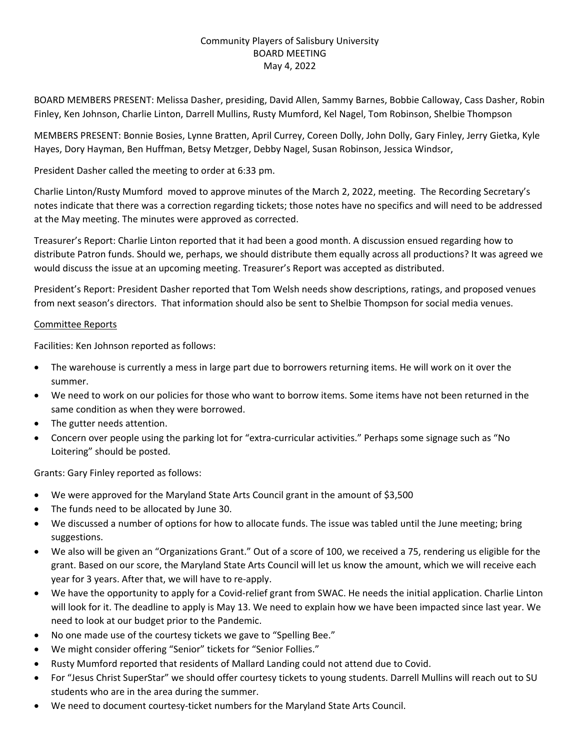Community Players of Salisbury University
BOARD MEETING
May 4, 2022

BOARD MEMBERS PRESENT: Melissa Dasher, presiding, David Allen, Sammy Barnes, Bobbie Calloway, Cass Dasher, Robin Finley, Ken Johnson, Charlie Linton, Darrell Mullins, Rusty Mumford, Kel Nagel, Tom Robinson, Shelbie Thompson

MEMBERS PRESENT: Bonnie Bosies, Lynne Bratten, April Currey, Coreen Dolly, John Dolly, Gary Finley, Jerry Gietka, Kyle Hayes, Dory Hayman, Ben Huffman, Betsy Metzger, Debby Nagel, Susan Robinson, Jessica Windsor,

President Dasher called the meeting to order at 6:33 pm.

Charlie Linton/Rusty Mumford moved to approve minutes of the March 2, 2022, meeting. The Recording Secretary's notes indicate that there was a correction regarding tickets; those notes have no specifics and will need to be addressed at the May meeting. The minutes were approved as corrected.

Treasurer's Report: Charlie Linton reported that it had been a good month. A discussion ensued regarding how to distribute Patron funds. Should we, perhaps, we should distribute them equally across all productions? It was agreed we would discuss the issue at an upcoming meeting. Treasurer's Report was accepted as distributed.

President's Report: President Dasher reported that Tom Welsh needs show descriptions, ratings, and proposed venues from next season's directors. That information should also be sent to Shelbie Thompson for social media venues.

Committee Reports

Facilities: Ken Johnson reported as follows:

- The warehouse is currently a mess in large part due to borrowers returning items. He will work on it over the summer.
- We need to work on our policies for those who want to borrow items. Some items have not been returned in the same condition as when they were borrowed.
- The gutter needs attention.
- Concern over people using the parking lot for "extra-curricular activities." Perhaps some signage such as "No Loitering" should be posted.

Grants: Gary Finley reported as follows:

- We were approved for the Maryland State Arts Council grant in the amount of $3,500
- The funds need to be allocated by June 30.
- We discussed a number of options for how to allocate funds. The issue was tabled until the June meeting; bring suggestions.
- We also will be given an "Organizations Grant." Out of a score of 100, we received a 75, rendering us eligible for the grant. Based on our score, the Maryland State Arts Council will let us know the amount, which we will receive each year for 3 years. After that, we will have to re-apply.
- We have the opportunity to apply for a Covid-relief grant from SWAC. He needs the initial application. Charlie Linton will look for it. The deadline to apply is May 13. We need to explain how we have been impacted since last year. We need to look at our budget prior to the Pandemic.
- No one made use of the courtesy tickets we gave to "Spelling Bee."
- We might consider offering "Senior" tickets for "Senior Follies."
- Rusty Mumford reported that residents of Mallard Landing could not attend due to Covid.
- For "Jesus Christ SuperStar" we should offer courtesy tickets to young students. Darrell Mullins will reach out to SU students who are in the area during the summer.
- We need to document courtesy-ticket numbers for the Maryland State Arts Council.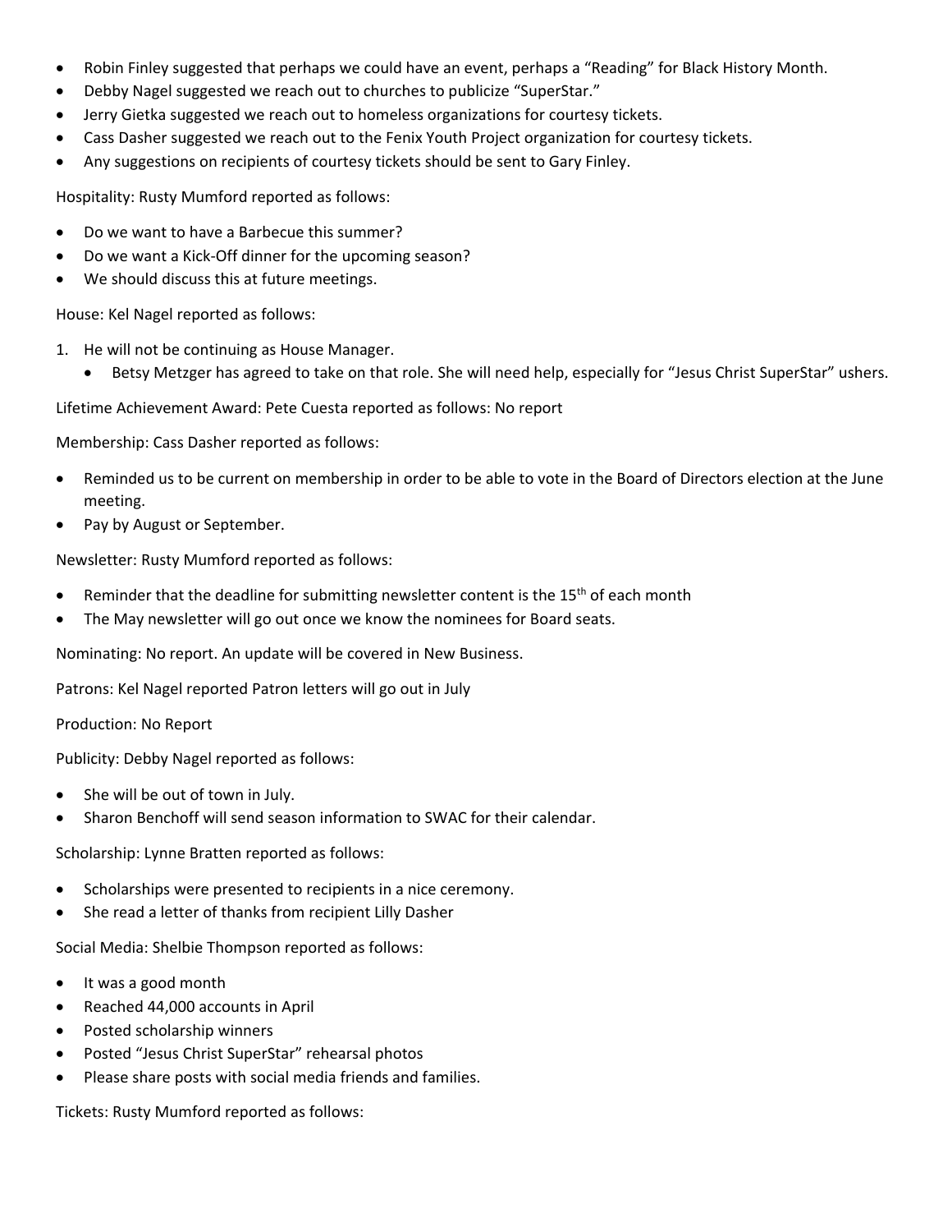- Robin Finley suggested that perhaps we could have an event, perhaps a "Reading" for Black History Month.
- Debby Nagel suggested we reach out to churches to publicize "SuperStar."
- Jerry Gietka suggested we reach out to homeless organizations for courtesy tickets.
- Cass Dasher suggested we reach out to the Fenix Youth Project organization for courtesy tickets.
- Any suggestions on recipients of courtesy tickets should be sent to Gary Finley.

Hospitality: Rusty Mumford reported as follows:

- Do we want to have a Barbecue this summer?
- Do we want a Kick-Off dinner for the upcoming season?
- We should discuss this at future meetings.

House: Kel Nagel reported as follows:

1. He will not be continuing as House Manager.
   - Betsy Metzger has agreed to take on that role. She will need help, especially for "Jesus Christ SuperStar" ushers.

Lifetime Achievement Award: Pete Cuesta reported as follows: No report

Membership: Cass Dasher reported as follows:

- Reminded us to be current on membership in order to be able to vote in the Board of Directors election at the June meeting.
- Pay by August or September.

Newsletter: Rusty Mumford reported as follows:

- Reminder that the deadline for submitting newsletter content is the 15th of each month
- The May newsletter will go out once we know the nominees for Board seats.

Nominating: No report. An update will be covered in New Business.

Patrons: Kel Nagel reported Patron letters will go out in July

Production: No Report

Publicity: Debby Nagel reported as follows:

- She will be out of town in July.
- Sharon Benchoff will send season information to SWAC for their calendar.

Scholarship: Lynne Bratten reported as follows:

- Scholarships were presented to recipients in a nice ceremony.
- She read a letter of thanks from recipient Lilly Dasher

Social Media: Shelbie Thompson reported as follows:

- It was a good month
- Reached 44,000 accounts in April
- Posted scholarship winners
- Posted "Jesus Christ SuperStar" rehearsal photos
- Please share posts with social media friends and families.

Tickets: Rusty Mumford reported as follows: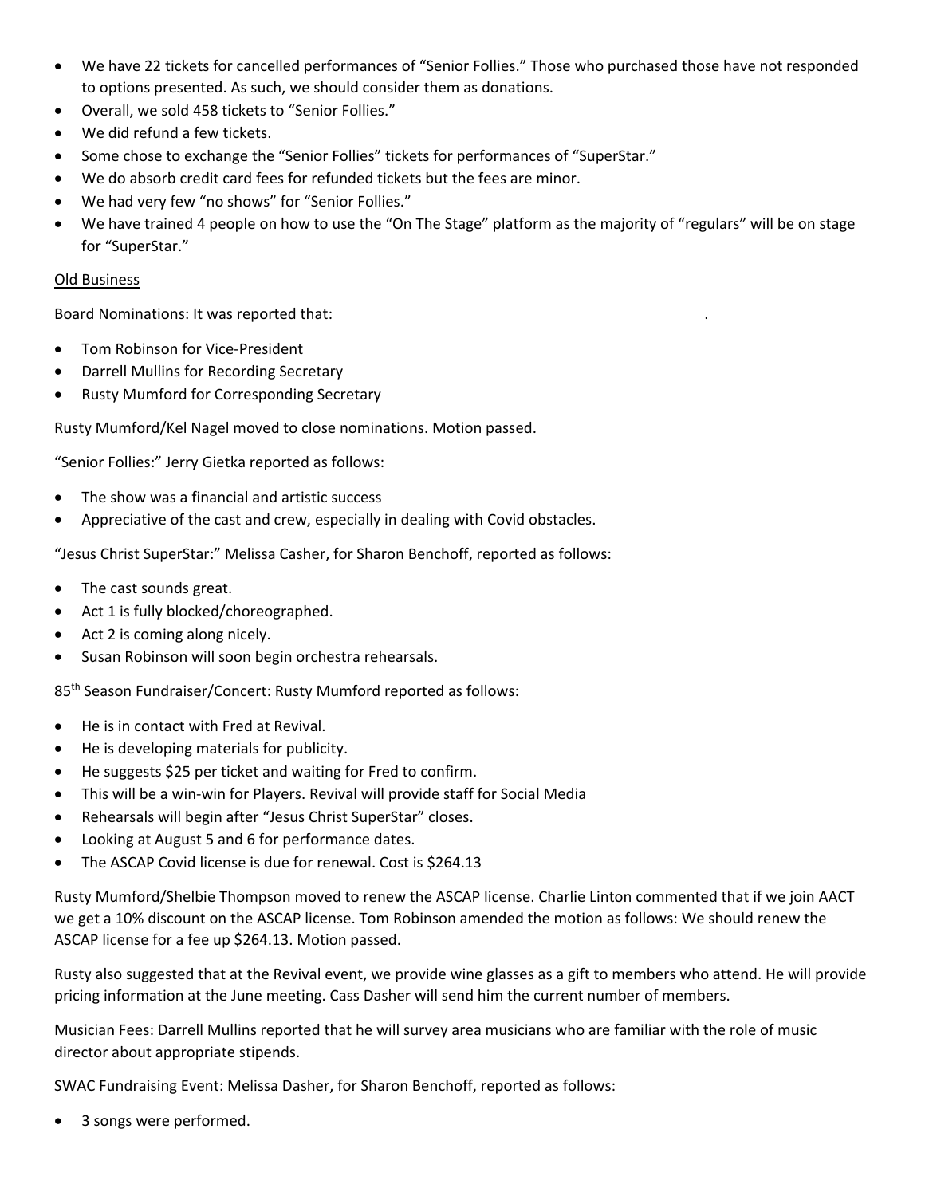- We have 22 tickets for cancelled performances of "Senior Follies." Those who purchased those have not responded to options presented. As such, we should consider them as donations.
- Overall, we sold 458 tickets to "Senior Follies."
- We did refund a few tickets.
- Some chose to exchange the "Senior Follies" tickets for performances of "SuperStar."
- We do absorb credit card fees for refunded tickets but the fees are minor.
- We had very few "no shows" for "Senior Follies."
- We have trained 4 people on how to use the "On The Stage" platform as the majority of "regulars" will be on stage for "SuperStar."

<u>Old Business</u>

Board Nominations: It was reported that: .

- Tom Robinson for Vice-President
- Darrell Mullins for Recording Secretary
- Rusty Mumford for Corresponding Secretary

Rusty Mumford/Kel Nagel moved to close nominations. Motion passed.

"Senior Follies:" Jerry Gietka reported as follows:

- The show was a financial and artistic success
- Appreciative of the cast and crew, especially in dealing with Covid obstacles.

"Jesus Christ SuperStar:" Melissa Casher, for Sharon Benchoff, reported as follows:

- The cast sounds great.
- Act 1 is fully blocked/choreographed.
- Act 2 is coming along nicely.
- Susan Robinson will soon begin orchestra rehearsals.

85th Season Fundraiser/Concert: Rusty Mumford reported as follows:

- He is in contact with Fred at Revival.
- He is developing materials for publicity.
- He suggests $25 per ticket and waiting for Fred to confirm.
- This will be a win-win for Players. Revival will provide staff for Social Media
- Rehearsals will begin after "Jesus Christ SuperStar" closes.
- Looking at August 5 and 6 for performance dates.
- The ASCAP Covid license is due for renewal. Cost is $264.13

Rusty Mumford/Shelbie Thompson moved to renew the ASCAP license. Charlie Linton commented that if we join AACT we get a 10% discount on the ASCAP license. Tom Robinson amended the motion as follows: We should renew the ASCAP license for a fee up $264.13. Motion passed.

Rusty also suggested that at the Revival event, we provide wine glasses as a gift to members who attend. He will provide pricing information at the June meeting. Cass Dasher will send him the current number of members.

Musician Fees: Darrell Mullins reported that he will survey area musicians who are familiar with the role of music director about appropriate stipends.

SWAC Fundraising Event: Melissa Dasher, for Sharon Benchoff, reported as follows:

- 3 songs were performed.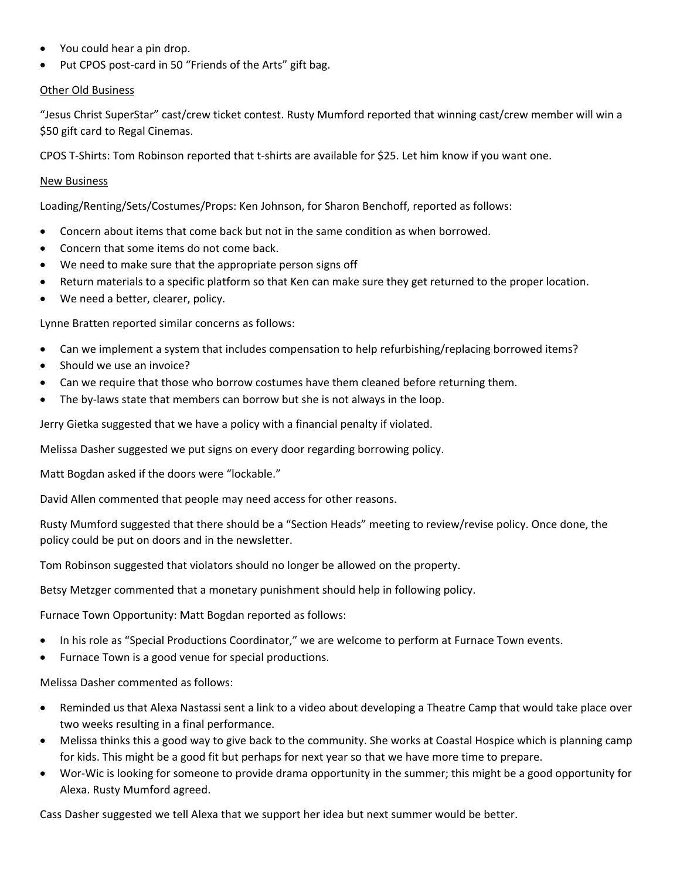- You could hear a pin drop.
- Put CPOS post-card in 50 "Friends of the Arts" gift bag.

Other Old Business

"Jesus Christ SuperStar" cast/crew ticket contest. Rusty Mumford reported that winning cast/crew member will win a $50 gift card to Regal Cinemas.

CPOS T-Shirts: Tom Robinson reported that t-shirts are available for $25. Let him know if you want one.

New Business

Loading/Renting/Sets/Costumes/Props: Ken Johnson, for Sharon Benchoff, reported as follows:

- Concern about items that come back but not in the same condition as when borrowed.
- Concern that some items do not come back.
- We need to make sure that the appropriate person signs off
- Return materials to a specific platform so that Ken can make sure they get returned to the proper location.
- We need a better, clearer, policy.

Lynne Bratten reported similar concerns as follows:

- Can we implement a system that includes compensation to help refurbishing/replacing borrowed items?
- Should we use an invoice?
- Can we require that those who borrow costumes have them cleaned before returning them.
- The by-laws state that members can borrow but she is not always in the loop.

Jerry Gietka suggested that we have a policy with a financial penalty if violated.

Melissa Dasher suggested we put signs on every door regarding borrowing policy.

Matt Bogdan asked if the doors were "lockable."

David Allen commented that people may need access for other reasons.

Rusty Mumford suggested that there should be a "Section Heads" meeting to review/revise policy. Once done, the policy could be put on doors and in the newsletter.

Tom Robinson suggested that violators should no longer be allowed on the property.

Betsy Metzger commented that a monetary punishment should help in following policy.

Furnace Town Opportunity: Matt Bogdan reported as follows:

- In his role as "Special Productions Coordinator," we are welcome to perform at Furnace Town events.
- Furnace Town is a good venue for special productions.

Melissa Dasher commented as follows:

- Reminded us that Alexa Nastassi sent a link to a video about developing a Theatre Camp that would take place over two weeks resulting in a final performance.
- Melissa thinks this a good way to give back to the community. She works at Coastal Hospice which is planning camp for kids. This might be a good fit but perhaps for next year so that we have more time to prepare.
- Wor-Wic is looking for someone to provide drama opportunity in the summer; this might be a good opportunity for Alexa. Rusty Mumford agreed.

Cass Dasher suggested we tell Alexa that we support her idea but next summer would be better.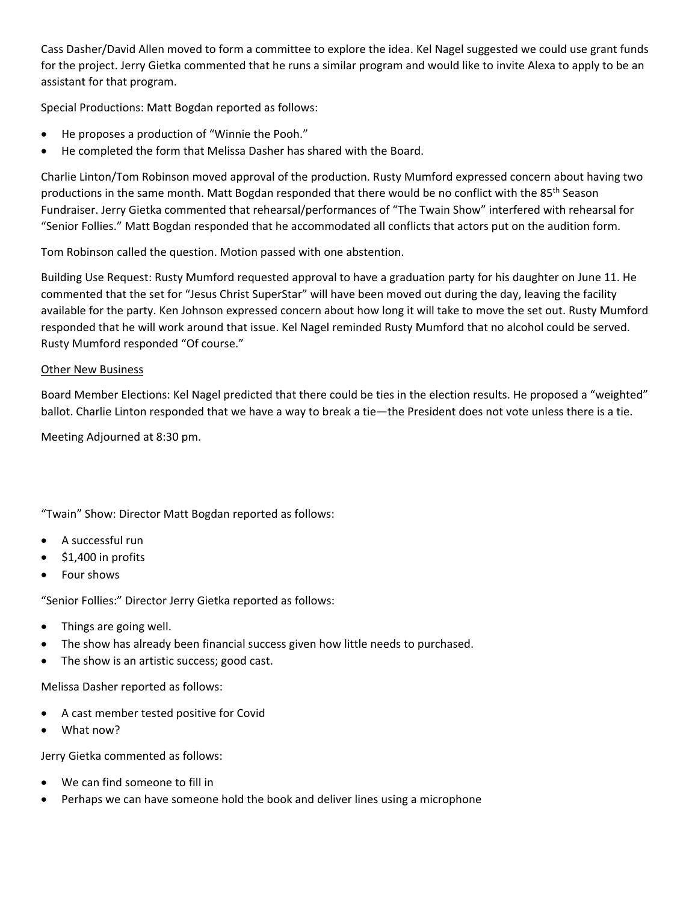Cass Dasher/David Allen moved to form a committee to explore the idea. Kel Nagel suggested we could use grant funds for the project. Jerry Gietka commented that he runs a similar program and would like to invite Alexa to apply to be an assistant for that program.

Special Productions: Matt Bogdan reported as follows:

- He proposes a production of "Winnie the Pooh."
- He completed the form that Melissa Dasher has shared with the Board.

Charlie Linton/Tom Robinson moved approval of the production. Rusty Mumford expressed concern about having two productions in the same month. Matt Bogdan responded that there would be no conflict with the 85th Season Fundraiser. Jerry Gietka commented that rehearsal/performances of "The Twain Show" interfered with rehearsal for "Senior Follies." Matt Bogdan responded that he accommodated all conflicts that actors put on the audition form.

Tom Robinson called the question. Motion passed with one abstention.

Building Use Request: Rusty Mumford requested approval to have a graduation party for his daughter on June 11. He commented that the set for "Jesus Christ SuperStar" will have been moved out during the day, leaving the facility available for the party. Ken Johnson expressed concern about how long it will take to move the set out. Rusty Mumford responded that he will work around that issue. Kel Nagel reminded Rusty Mumford that no alcohol could be served. Rusty Mumford responded "Of course."

<u>Other New Business</u>

Board Member Elections: Kel Nagel predicted that there could be ties in the election results. He proposed a "weighted" ballot. Charlie Linton responded that we have a way to break a tie—the President does not vote unless there is a tie.

Meeting Adjourned at 8:30 pm.

"Twain" Show: Director Matt Bogdan reported as follows:

- A successful run
- $1,400 in profits
- Four shows

"Senior Follies:" Director Jerry Gietka reported as follows:

- Things are going well.
- The show has already been financial success given how little needs to purchased.
- The show is an artistic success; good cast.

Melissa Dasher reported as follows:

- A cast member tested positive for Covid
- What now?

Jerry Gietka commented as follows:

- We can find someone to fill in
- Perhaps we can have someone hold the book and deliver lines using a microphone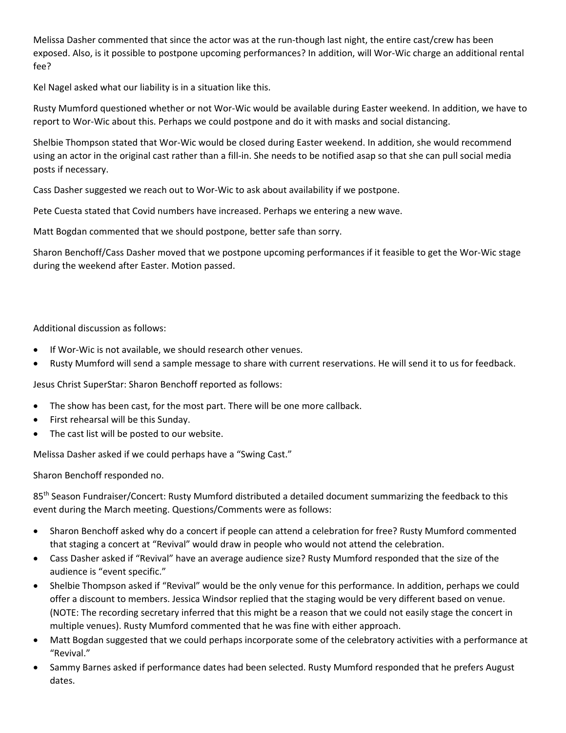Melissa Dasher commented that since the actor was at the run-though last night, the entire cast/crew has been exposed. Also, is it possible to postpone upcoming performances? In addition, will Wor-Wic charge an additional rental fee?

Kel Nagel asked what our liability is in a situation like this.

Rusty Mumford questioned whether or not Wor-Wic would be available during Easter weekend. In addition, we have to report to Wor-Wic about this. Perhaps we could postpone and do it with masks and social distancing.

Shelbie Thompson stated that Wor-Wic would be closed during Easter weekend. In addition, she would recommend using an actor in the original cast rather than a fill-in. She needs to be notified asap so that she can pull social media posts if necessary.

Cass Dasher suggested we reach out to Wor-Wic to ask about availability if we postpone.

Pete Cuesta stated that Covid numbers have increased. Perhaps we entering a new wave.

Matt Bogdan commented that we should postpone, better safe than sorry.

Sharon Benchoff/Cass Dasher moved that we postpone upcoming performances if it feasible to get the Wor-Wic stage during the weekend after Easter. Motion passed.

Additional discussion as follows:

- If Wor-Wic is not available, we should research other venues.
- Rusty Mumford will send a sample message to share with current reservations. He will send it to us for feedback.

Jesus Christ SuperStar: Sharon Benchoff reported as follows:

- The show has been cast, for the most part. There will be one more callback.
- First rehearsal will be this Sunday.
- The cast list will be posted to our website.

Melissa Dasher asked if we could perhaps have a "Swing Cast."

Sharon Benchoff responded no.

85th Season Fundraiser/Concert: Rusty Mumford distributed a detailed document summarizing the feedback to this event during the March meeting. Questions/Comments were as follows:

- Sharon Benchoff asked why do a concert if people can attend a celebration for free? Rusty Mumford commented that staging a concert at "Revival" would draw in people who would not attend the celebration.
- Cass Dasher asked if "Revival" have an average audience size? Rusty Mumford responded that the size of the audience is "event specific."
- Shelbie Thompson asked if "Revival" would be the only venue for this performance. In addition, perhaps we could offer a discount to members. Jessica Windsor replied that the staging would be very different based on venue. (NOTE: The recording secretary inferred that this might be a reason that we could not easily stage the concert in multiple venues). Rusty Mumford commented that he was fine with either approach.
- Matt Bogdan suggested that we could perhaps incorporate some of the celebratory activities with a performance at "Revival."
- Sammy Barnes asked if performance dates had been selected. Rusty Mumford responded that he prefers August dates.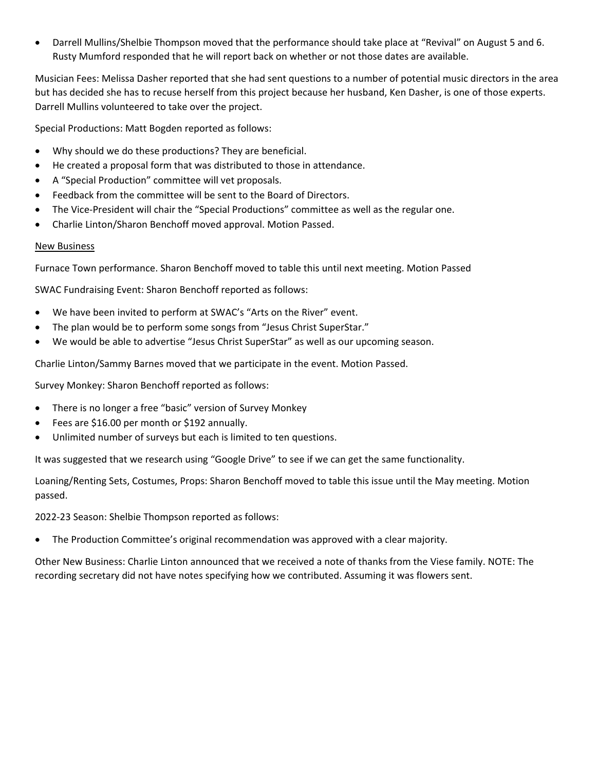- Darrell Mullins/Shelbie Thompson moved that the performance should take place at "Revival" on August 5 and 6. Rusty Mumford responded that he will report back on whether or not those dates are available.

Musician Fees: Melissa Dasher reported that she had sent questions to a number of potential music directors in the area but has decided she has to recuse herself from this project because her husband, Ken Dasher, is one of those experts. Darrell Mullins volunteered to take over the project.

Special Productions: Matt Bogden reported as follows:

- Why should we do these productions? They are beneficial.
- He created a proposal form that was distributed to those in attendance.
- A "Special Production" committee will vet proposals.
- Feedback from the committee will be sent to the Board of Directors.
- The Vice-President will chair the "Special Productions" committee as well as the regular one.
- Charlie Linton/Sharon Benchoff moved approval. Motion Passed.

<u>New Business</u>

Furnace Town performance. Sharon Benchoff moved to table this until next meeting. Motion Passed

SWAC Fundraising Event: Sharon Benchoff reported as follows:

- We have been invited to perform at SWAC's "Arts on the River" event.
- The plan would be to perform some songs from "Jesus Christ SuperStar."
- We would be able to advertise "Jesus Christ SuperStar" as well as our upcoming season.

Charlie Linton/Sammy Barnes moved that we participate in the event. Motion Passed.

Survey Monkey: Sharon Benchoff reported as follows:

- There is no longer a free "basic" version of Survey Monkey
- Fees are $16.00 per month or $192 annually.
- Unlimited number of surveys but each is limited to ten questions.

It was suggested that we research using "Google Drive" to see if we can get the same functionality.

Loaning/Renting Sets, Costumes, Props: Sharon Benchoff moved to table this issue until the May meeting. Motion passed.

2022-23 Season: Shelbie Thompson reported as follows:

- The Production Committee's original recommendation was approved with a clear majority.

Other New Business: Charlie Linton announced that we received a note of thanks from the Viese family. NOTE: The recording secretary did not have notes specifying how we contributed. Assuming it was flowers sent.